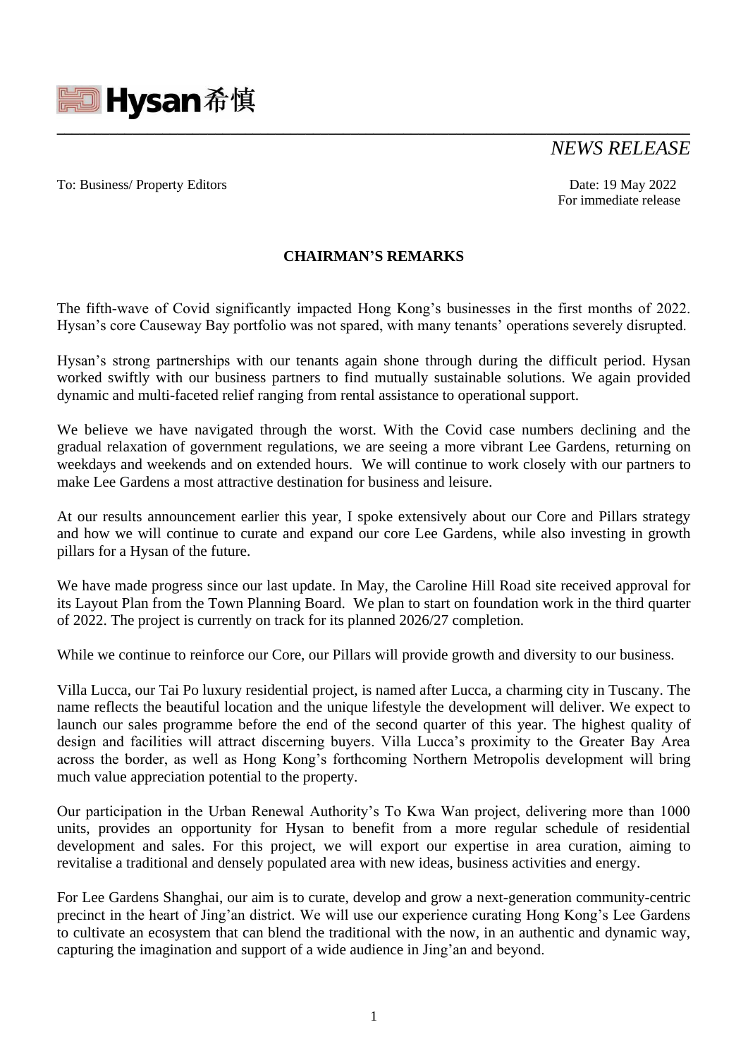Hysan 希慎

*NEWS RELEASE*

To: Business/ Property Editors

Date: 19 May 2022
For immediate release

## CHAIRMAN'S REMARKS

The fifth-wave of Covid significantly impacted Hong Kong's businesses in the first months of 2022. Hysan's core Causeway Bay portfolio was not spared, with many tenants' operations severely disrupted.

Hysan's strong partnerships with our tenants again shone through during the difficult period. Hysan worked swiftly with our business partners to find mutually sustainable solutions. We again provided dynamic and multi-faceted relief ranging from rental assistance to operational support.

We believe we have navigated through the worst. With the Covid case numbers declining and the gradual relaxation of government regulations, we are seeing a more vibrant Lee Gardens, returning on weekdays and weekends and on extended hours. We will continue to work closely with our partners to make Lee Gardens a most attractive destination for business and leisure.

At our results announcement earlier this year, I spoke extensively about our Core and Pillars strategy and how we will continue to curate and expand our core Lee Gardens, while also investing in growth pillars for a Hysan of the future.

We have made progress since our last update. In May, the Caroline Hill Road site received approval for its Layout Plan from the Town Planning Board. We plan to start on foundation work in the third quarter of 2022. The project is currently on track for its planned 2026/27 completion.

While we continue to reinforce our Core, our Pillars will provide growth and diversity to our business.

Villa Lucca, our Tai Po luxury residential project, is named after Lucca, a charming city in Tuscany. The name reflects the beautiful location and the unique lifestyle the development will deliver. We expect to launch our sales programme before the end of the second quarter of this year. The highest quality of design and facilities will attract discerning buyers. Villa Lucca's proximity to the Greater Bay Area across the border, as well as Hong Kong's forthcoming Northern Metropolis development will bring much value appreciation potential to the property.

Our participation in the Urban Renewal Authority's To Kwa Wan project, delivering more than 1000 units, provides an opportunity for Hysan to benefit from a more regular schedule of residential development and sales. For this project, we will export our expertise in area curation, aiming to revitalise a traditional and densely populated area with new ideas, business activities and energy.

For Lee Gardens Shanghai, our aim is to curate, develop and grow a next-generation community-centric precinct in the heart of Jing'an district. We will use our experience curating Hong Kong's Lee Gardens to cultivate an ecosystem that can blend the traditional with the now, in an authentic and dynamic way, capturing the imagination and support of a wide audience in Jing'an and beyond.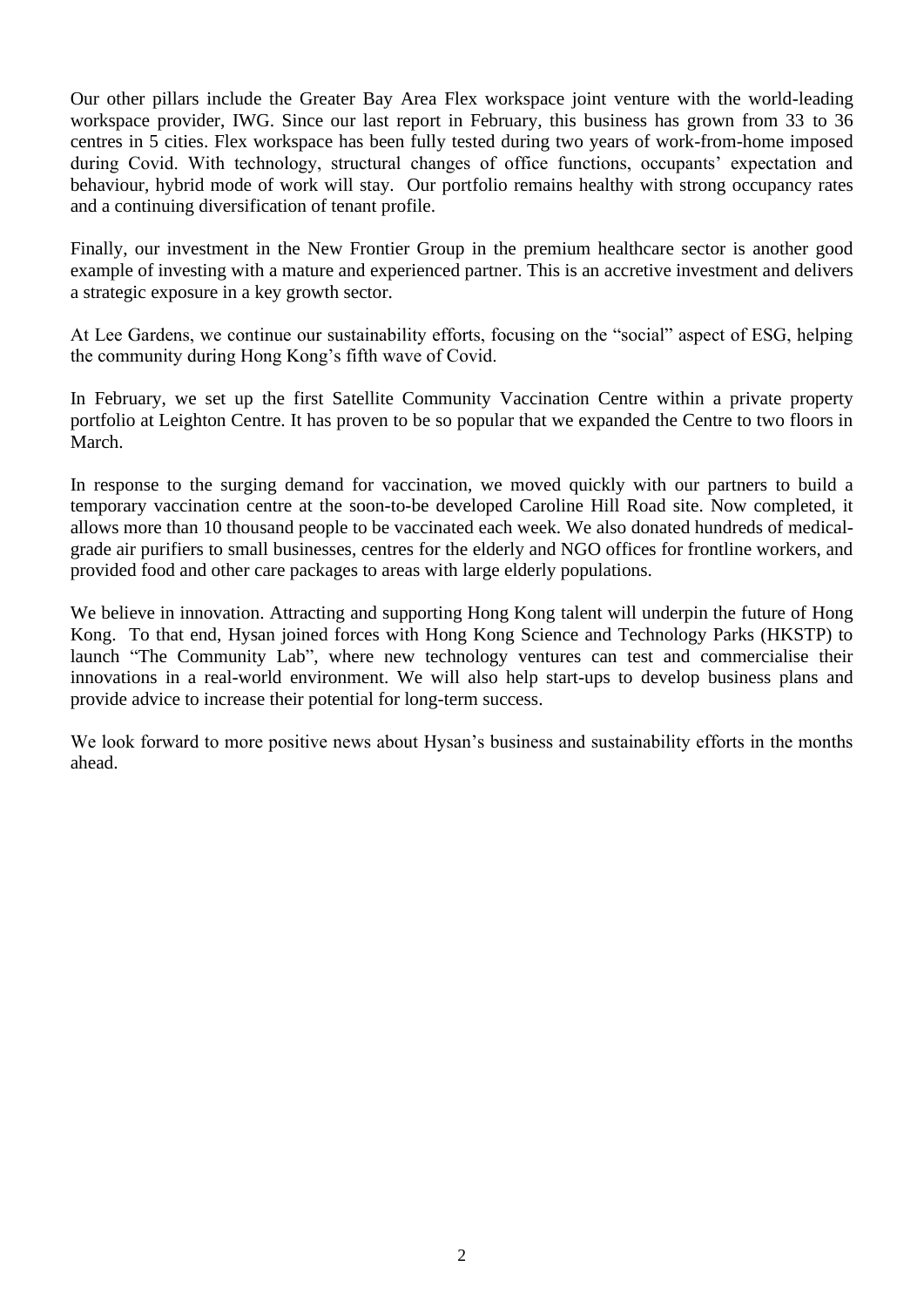Our other pillars include the Greater Bay Area Flex workspace joint venture with the world-leading workspace provider, IWG. Since our last report in February, this business has grown from 33 to 36 centres in 5 cities. Flex workspace has been fully tested during two years of work-from-home imposed during Covid. With technology, structural changes of office functions, occupants' expectation and behaviour, hybrid mode of work will stay. Our portfolio remains healthy with strong occupancy rates and a continuing diversification of tenant profile.

Finally, our investment in the New Frontier Group in the premium healthcare sector is another good example of investing with a mature and experienced partner. This is an accretive investment and delivers a strategic exposure in a key growth sector.

At Lee Gardens, we continue our sustainability efforts, focusing on the "social" aspect of ESG, helping the community during Hong Kong's fifth wave of Covid.

In February, we set up the first Satellite Community Vaccination Centre within a private property portfolio at Leighton Centre. It has proven to be so popular that we expanded the Centre to two floors in March.

In response to the surging demand for vaccination, we moved quickly with our partners to build a temporary vaccination centre at the soon-to-be developed Caroline Hill Road site. Now completed, it allows more than 10 thousand people to be vaccinated each week. We also donated hundreds of medical-grade air purifiers to small businesses, centres for the elderly and NGO offices for frontline workers, and provided food and other care packages to areas with large elderly populations.

We believe in innovation. Attracting and supporting Hong Kong talent will underpin the future of Hong Kong. To that end, Hysan joined forces with Hong Kong Science and Technology Parks (HKSTP) to launch "The Community Lab", where new technology ventures can test and commercialise their innovations in a real-world environment. We will also help start-ups to develop business plans and provide advice to increase their potential for long-term success.

We look forward to more positive news about Hysan's business and sustainability efforts in the months ahead.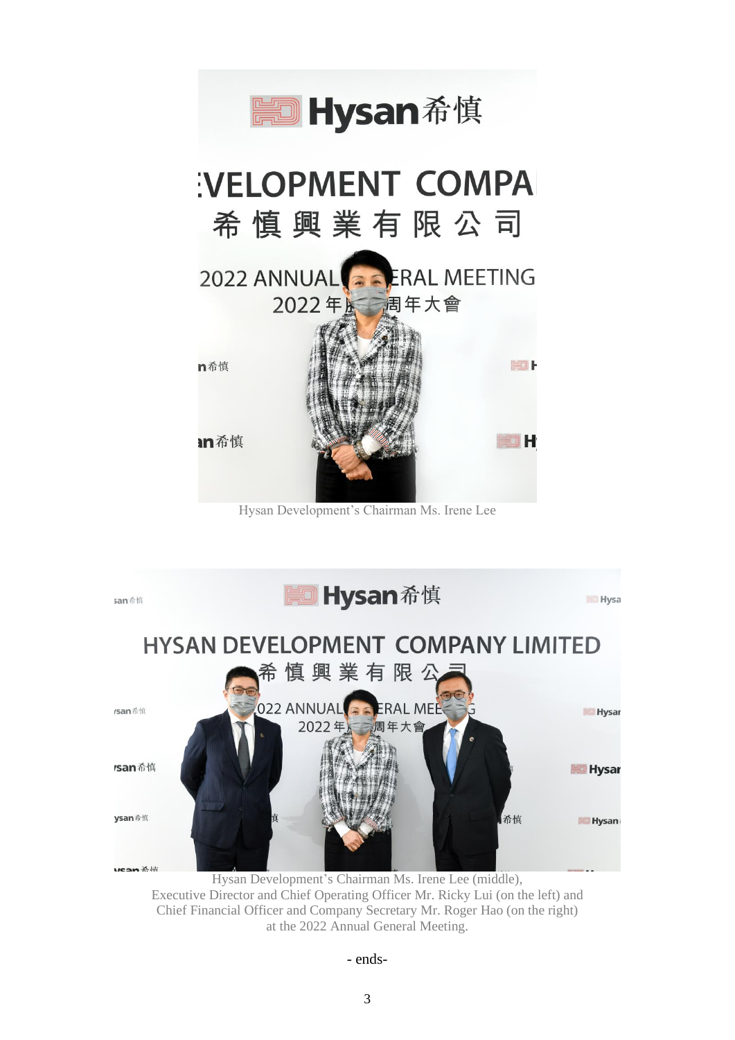Hysan Development's Chairman Ms. Irene Lee

Hysan Development's Chairman Ms. Irene Lee (middle), Executive Director and Chief Operating Officer Mr. Ricky Lui (on the left) and Chief Financial Officer and Company Secretary Mr. Roger Hao (on the right) at the 2022 Annual General Meeting.

- ends-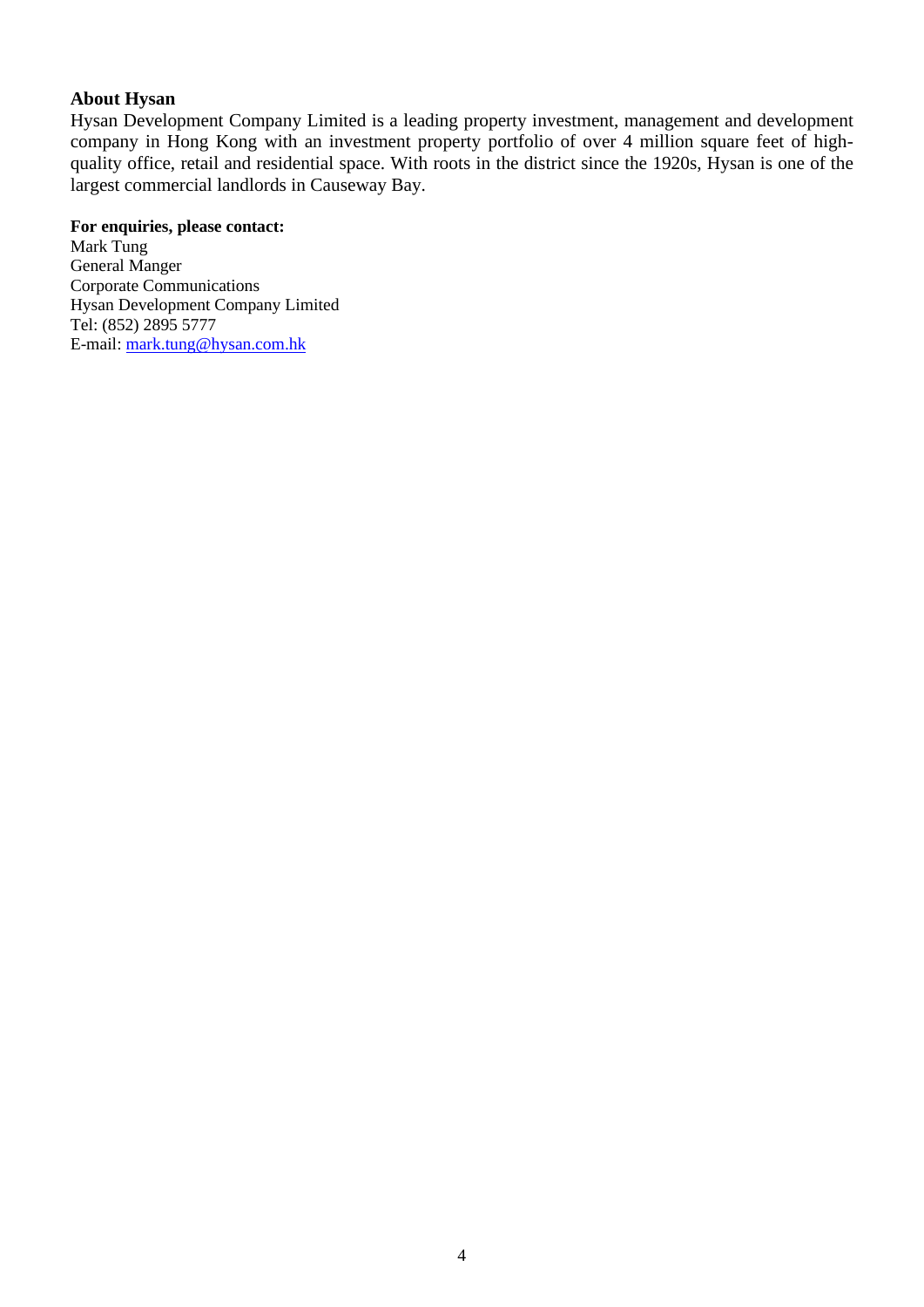**About Hysan**

Hysan Development Company Limited is a leading property investment, management and development company in Hong Kong with an investment property portfolio of over 4 million square feet of high-quality office, retail and residential space. With roots in the district since the 1920s, Hysan is one of the largest commercial landlords in Causeway Bay.

**For enquiries, please contact:**

Mark Tung
General Manger
Corporate Communications
Hysan Development Company Limited
Tel: (852) 2895 5777
E-mail: mark.tung@hysan.com.hk